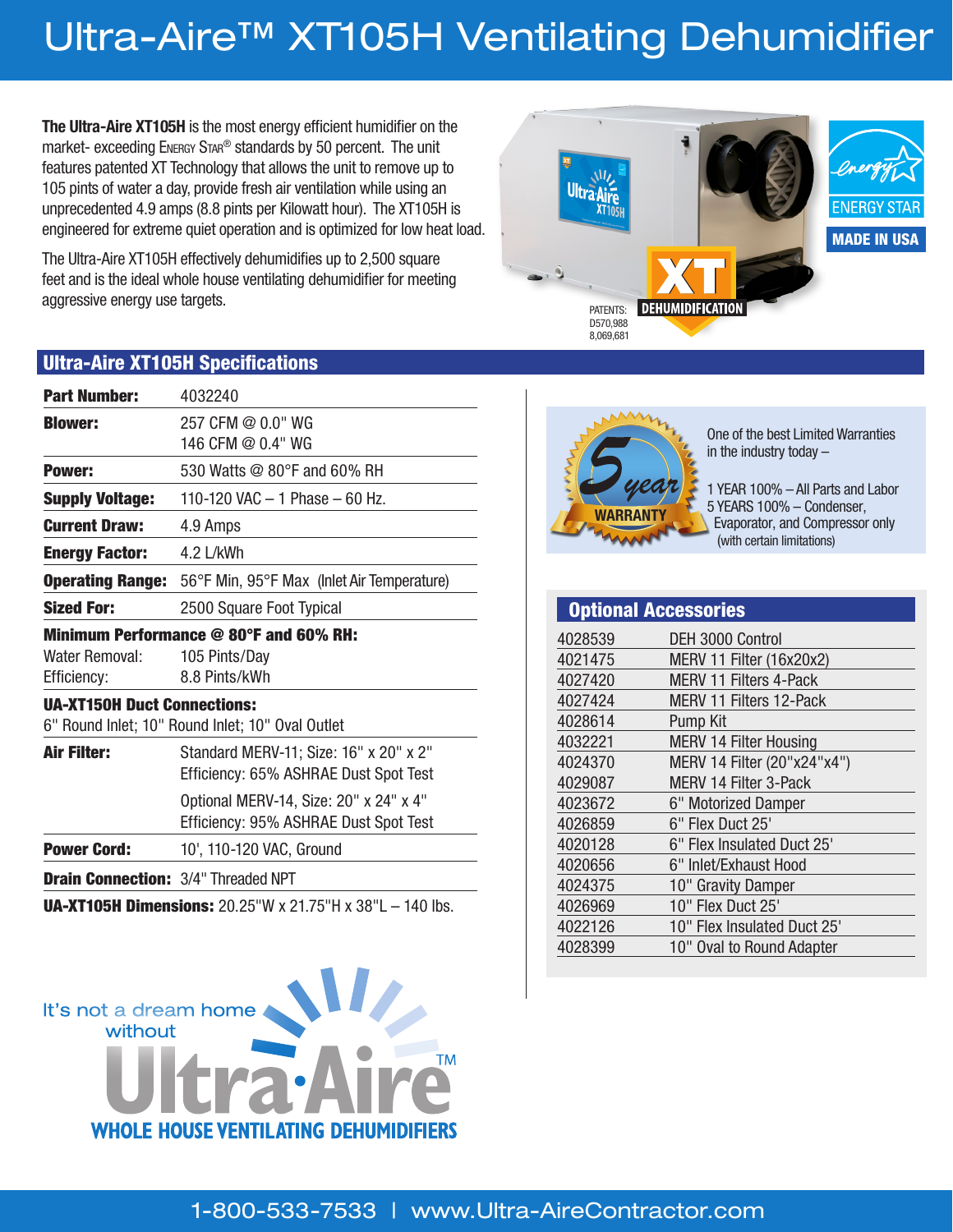# Ultra-Aire™ XT105H Ventilating Dehumidifier

**The Ultra-Aire XT105H** is the most energy efficient humidifier on the market- exceeding Energy Star® standards by 50 percent. The unit features patented XT Technology that allows the unit to remove up to 105 pints of water a day, provide fresh air ventilation while using an unprecedented 4.9 amps (8.8 pints per Kilowatt hour). The XT105H is engineered for extreme quiet operation and is optimized for low heat load.

The Ultra-Aire XT105H effectively dehumidifies up to 2,500 square feet and is the ideal whole house ventilating dehumidifier for meeting aggressive energy use targets.

ENERGY STAR

MADE IN USA

XT DEHUMIDIFICATION

PATENTS: D570,988 8,069,681

## Ultra-Aire XT105H Specifications

| | |
|---|---|
| **Part Number:** | 4032240 |
| **Blower:** | 257 CFM @ 0.0" WG<br>146 CFM @ 0.4" WG |
| **Power:** | 530 Watts @ 80°F and 60% RH |
| **Supply Voltage:** | 110-120 VAC – 1 Phase – 60 Hz. |
| **Current Draw:** | 4.9 Amps |
| **Energy Factor:** | 4.2 L/kWh |
| **Operating Range:** | 56°F Min, 95°F Max (Inlet Air Temperature) |
| **Sized For:** | 2500 Square Foot Typical |
| **Minimum Performance @ 80°F and 60% RH:** | |
| Water Removal: | 105 Pints/Day |
| Efficiency: | 8.8 Pints/kWh |
| **UA-XT150H Duct Connections:** | |
| 6" Round Inlet; 10" Round Inlet; 10" Oval Outlet | |
| **Air Filter:** | Standard MERV-11; Size: 16" x 20" x 2"<br>Efficiency: 65% ASHRAE Dust Spot Test |
| | Optional MERV-14, Size: 20" x 24" x 4"<br>Efficiency: 95% ASHRAE Dust Spot Test |
| **Power Cord:** | 10', 110-120 VAC, Ground |
| **Drain Connection:** | 3/4" Threaded NPT |

**UA-XT105H Dimensions:** 20.25"W x 21.75"H x 38"L – 140 lbs.

5 year WARRANTY

One of the best Limited Warranties in the industry today –

1 YEAR 100% – All Parts and Labor
5 YEARS 100% – Condenser, Evaporator, and Compressor only (with certain limitations)

## Optional Accessories

| | |
|---|---|
| 4028539 | DEH 3000 Control |
| 4021475 | MERV 11 Filter (16x20x2) |
| 4027420 | MERV 11 Filters 4-Pack |
| 4027424 | MERV 11 Filters 12-Pack |
| 4028614 | Pump Kit |
| 4032221 | MERV 14 Filter Housing |
| 4024370 | MERV 14 Filter (20"x24"x4") |
| 4029087 | MERV 14 Filter 3-Pack |
| 4023672 | 6" Motorized Damper |
| 4026859 | 6" Flex Duct 25' |
| 4020128 | 6" Flex Insulated Duct 25' |
| 4020656 | 6" Inlet/Exhaust Hood |
| 4024375 | 10" Gravity Damper |
| 4026969 | 10" Flex Duct 25' |
| 4022126 | 10" Flex Insulated Duct 25' |
| 4028399 | 10" Oval to Round Adapter |

It's not a dream home without Ultra-Aire™

WHOLE HOUSE VENTILATING DEHUMIDIFIERS

1-800-533-7533 | www.Ultra-AireContractor.com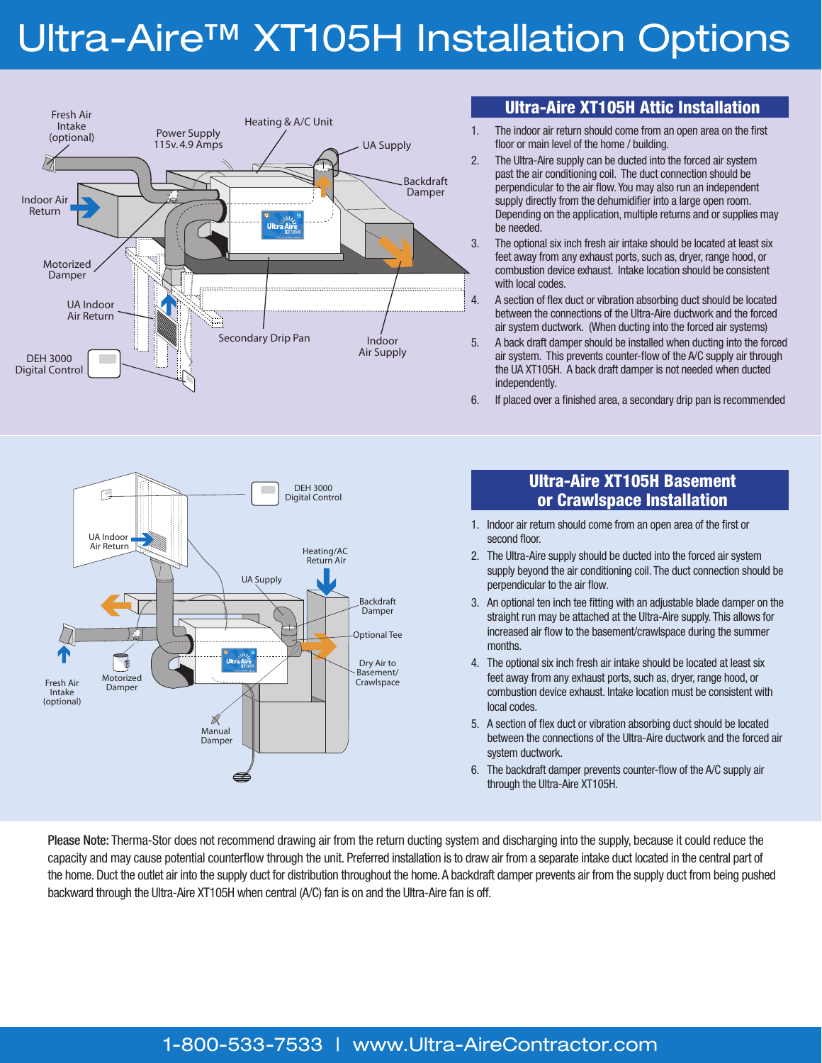# Ultra-Aire™ XT105H Installation Options

Fresh Air Intake (optional)

Power Supply 115v. 4.9 Amps

Heating & A/C Unit

UA Supply

Backdraft Damper

Indoor Air Return

Motorized Damper

UA Indoor Air Return

DEH 3000 Digital Control

Secondary Drip Pan

Indoor Air Supply

## Ultra-Aire XT105H Attic Installation

1. The indoor air return should come from an open area on the first floor or main level of the home / building.
2. The Ultra-Aire supply can be ducted into the forced air system past the air conditioning coil. The duct connection should be perpendicular to the air flow. You may also run an independent supply directly from the dehumidifier into a large open room. Depending on the application, multiple returns and or supplies may be needed.
3. The optional six inch fresh air intake should be located at least six feet away from any exhaust ports, such as, dryer, range hood, or combustion device exhaust. Intake location should be consistent with local codes.
4. A section of flex duct or vibration absorbing duct should be located between the connections of the Ultra-Aire ductwork and the forced air system ductwork. (When ducting into the forced air systems)
5. A back draft damper should be installed when ducting into the forced air system. This prevents counter-flow of the A/C supply air through the UA XT105H. A back draft damper is not needed when ducted independently.
6. If placed over a finished area, a secondary drip pan is recommended

DEH 3000 Digital Control

UA Indoor Air Return

Heating/AC Return Air

UA Supply

Backdraft Damper

Optional Tee

Dry Air to Basement/ Crawlspace

Fresh Air Intake (optional)

Motorized Damper

Manual Damper

## Ultra-Aire XT105H Basement or Crawlspace Installation

1. Indoor air return should come from an open area of the first or second floor.
2. The Ultra-Aire supply should be ducted into the forced air system supply beyond the air conditioning coil. The duct connection should be perpendicular to the air flow.
3. An optional ten inch tee fitting with an adjustable blade damper on the straight run may be attached at the Ultra-Aire supply. This allows for increased air flow to the basement/crawlspace during the summer months.
4. The optional six inch fresh air intake should be located at least six feet away from any exhaust ports, such as, dryer, range hood, or combustion device exhaust. Intake location must be consistent with local codes.
5. A section of flex duct or vibration absorbing duct should be located between the connections of the Ultra-Aire ductwork and the forced air system ductwork.
6. The backdraft damper prevents counter-flow of the A/C supply air through the Ultra-Aire XT105H.

**Please Note:** Therma-Stor does not recommend drawing air from the return ducting system and discharging into the supply, because it could reduce the capacity and may cause potential counterflow through the unit. Preferred installation is to draw air from a separate intake duct located in the central part of the home. Duct the outlet air into the supply duct for distribution throughout the home. A backdraft damper prevents air from the supply duct from being pushed backward through the Ultra-Aire XT105H when central (A/C) fan is on and the Ultra-Aire fan is off.

1-800-533-7533 | www.Ultra-AireContractor.com